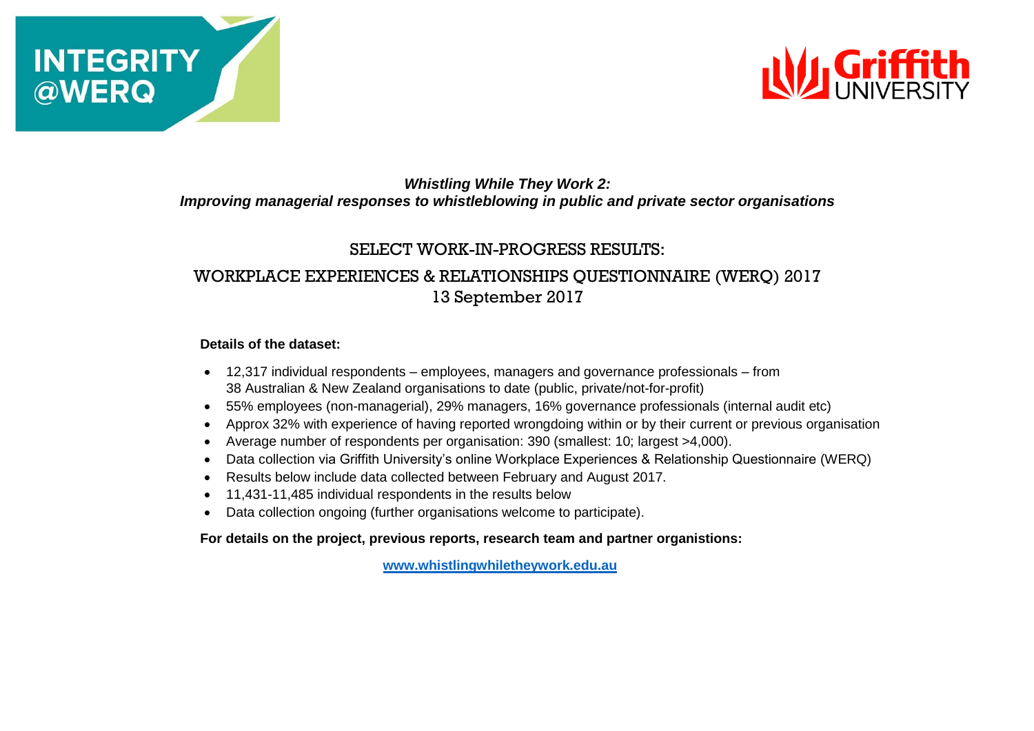INTEGRITY @WERQ

Griffith UNIVERSITY

***Whistling While They Work 2:***
***Improving managerial responses to whistleblowing in public and private sector organisations***

# SELECT WORK-IN-PROGRESS RESULTS:

## WORKPLACE EXPERIENCES & RELATIONSHIPS QUESTIONNAIRE (WERQ) 2017

13 September 2017

**Details of the dataset:**

- 12,317 individual respondents – employees, managers and governance professionals – from 38 Australian & New Zealand organisations to date (public, private/not-for-profit)
- 55% employees (non-managerial), 29% managers, 16% governance professionals (internal audit etc)
- Approx 32% with experience of having reported wrongdoing within or by their current or previous organisation
- Average number of respondents per organisation: 390 (smallest: 10; largest >4,000).
- Data collection via Griffith University's online Workplace Experiences & Relationship Questionnaire (WERQ)
- Results below include data collected between February and August 2017.
- 11,431-11,485 individual respondents in the results below
- Data collection ongoing (further organisations welcome to participate).

**For details on the project, previous reports, research team and partner organistions:**

**www.whistlingwhiletheywork.edu.au**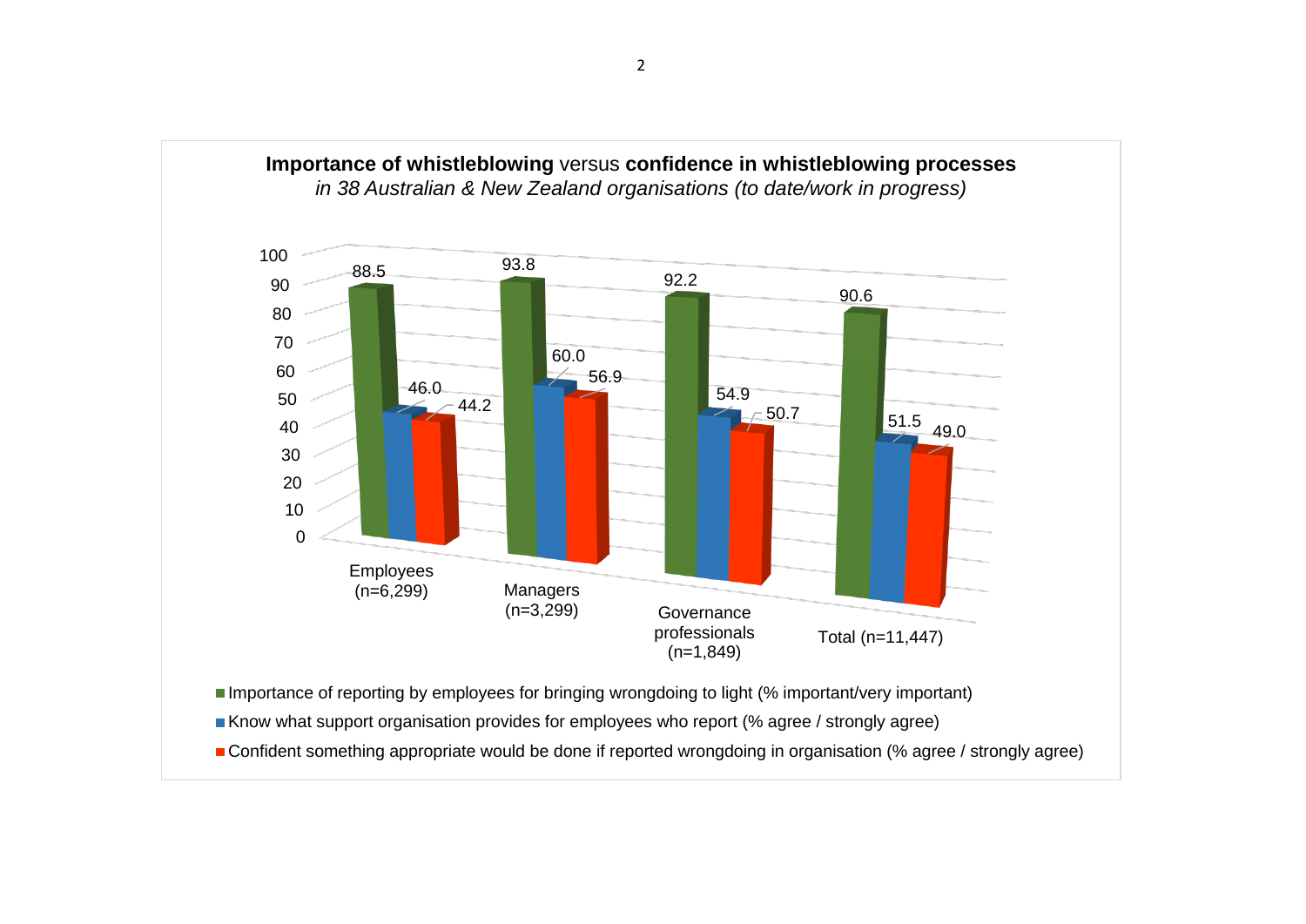**Importance of whistleblowing** versus **confidence in whistleblowing processes**

*in 38 Australian & New Zealand organisations (to date/work in progress)*

| | Employees (n=6,299) | Managers (n=3,299) | Governance professionals (n=1,849) | Total (n=11,447) |
|---|---|---|---|---|
| Importance of reporting by employees for bringing wrongdoing to light (% important/very important) | 88.5 | 93.8 | 92.2 | 90.6 |
| Know what support organisation provides for employees who report (% agree / strongly agree) | 46.0 | 60.0 | 54.9 | 51.5 |
| Confident something appropriate would be done if reported wrongdoing in organisation (% agree / strongly agree) | 44.2 | 56.9 | 50.7 | 49.0 |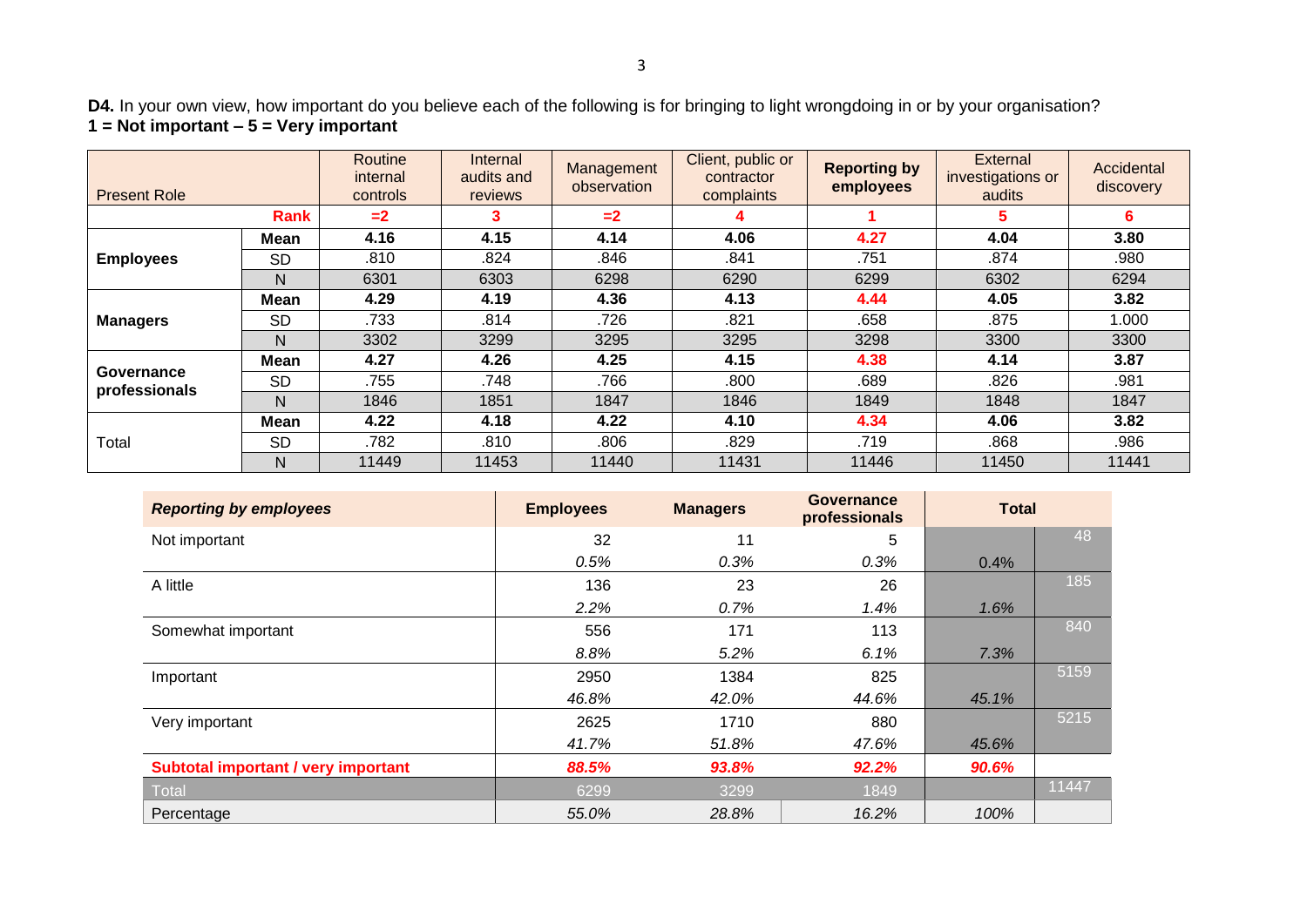**D4.** In your own view, how important do you believe each of the following is for bringing to light wrongdoing in or by your organisation?
**1 = Not important – 5 = Very important**

| Present Role | | Routine internal controls | Internal audits and reviews | Management observation | Client, public or contractor complaints | **Reporting by employees** | External investigations or audits | Accidental discovery |
|---|---|---|---|---|---|---|---|---|
| | **Rank** | **=2** | **3** | **=2** | **4** | **1** | **5** | **6** |
| **Employees** | **Mean** | **4.16** | **4.15** | **4.14** | **4.06** | **4.27** | **4.04** | **3.80** |
| | SD | .810 | .824 | .846 | .841 | .751 | .874 | .980 |
| | N | 6301 | 6303 | 6298 | 6290 | 6299 | 6302 | 6294 |
| **Managers** | **Mean** | **4.29** | **4.19** | **4.36** | **4.13** | **4.44** | **4.05** | **3.82** |
| | SD | .733 | .814 | .726 | .821 | .658 | .875 | 1.000 |
| | N | 3302 | 3299 | 3295 | 3295 | 3298 | 3300 | 3300 |
| **Governance professionals** | **Mean** | **4.27** | **4.26** | **4.25** | **4.15** | **4.38** | **4.14** | **3.87** |
| | SD | .755 | .748 | .766 | .800 | .689 | .826 | .981 |
| | N | 1846 | 1851 | 1847 | 1846 | 1849 | 1848 | 1847 |
| Total | **Mean** | **4.22** | **4.18** | **4.22** | **4.10** | **4.34** | **4.06** | **3.82** |
| | SD | .782 | .810 | .806 | .829 | .719 | .868 | .986 |
| | N | 11449 | 11453 | 11440 | 11431 | 11446 | 11450 | 11441 |

| ***Reporting by employees*** | **Employees** | **Managers** | **Governance professionals** | **Total** | |
|---|---|---|---|---|---|
| Not important | 32 | 11 | 5 | | 48 |
| | *0.5%* | *0.3%* | *0.3%* | *0.4%* | |
| A little | 136 | 23 | 26 | | 185 |
| | *2.2%* | *0.7%* | *1.4%* | *1.6%* | |
| Somewhat important | 556 | 171 | 113 | | 840 |
| | *8.8%* | *5.2%* | *6.1%* | *7.3%* | |
| Important | 2950 | 1384 | 825 | | 5159 |
| | *46.8%* | *42.0%* | *44.6%* | *45.1%* | |
| Very important | 2625 | 1710 | 880 | | 5215 |
| | *41.7%* | *51.8%* | *47.6%* | *45.6%* | |
| ***Subtotal important / very important*** | ***88.5%*** | ***93.8%*** | ***92.2%*** | ***90.6%*** | |
| Total | 6299 | 3299 | 1849 | | 11447 |
| Percentage | *55.0%* | *28.8%* | *16.2%* | *100%* | |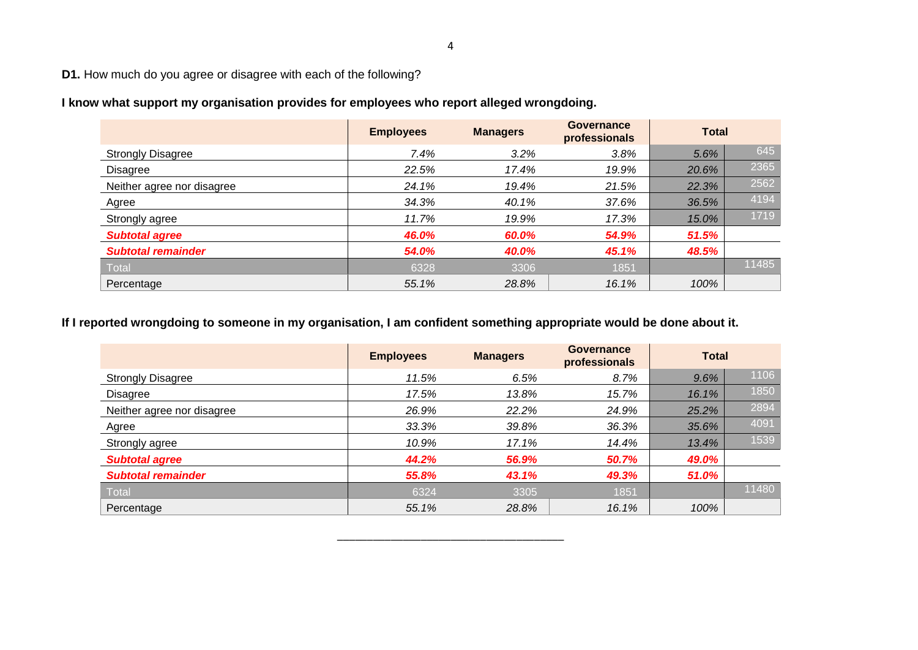**D1.** How much do you agree or disagree with each of the following?

**I know what support my organisation provides for employees who report alleged wrongdoing.**

| | Employees | Managers | Governance professionals | Total | |
|---|---|---|---|---|---|
| Strongly Disagree | *7.4%* | *3.2%* | *3.8%* | *5.6%* | 645 |
| Disagree | *22.5%* | *17.4%* | *19.9%* | *20.6%* | 2365 |
| Neither agree nor disagree | *24.1%* | *19.4%* | *21.5%* | *22.3%* | 2562 |
| Agree | *34.3%* | *40.1%* | *37.6%* | *36.5%* | 4194 |
| Strongly agree | *11.7%* | *19.9%* | *17.3%* | *15.0%* | 1719 |
| ***Subtotal agree*** | ***46.0%*** | ***60.0%*** | ***54.9%*** | ***51.5%*** | |
| ***Subtotal remainder*** | ***54.0%*** | ***40.0%*** | ***45.1%*** | ***48.5%*** | |
| Total | 6328 | 3306 | 1851 | | 11485 |
| Percentage | *55.1%* | *28.8%* | *16.1%* | *100%* | |

**If I reported wrongdoing to someone in my organisation, I am confident something appropriate would be done about it.**

| | Employees | Managers | Governance professionals | Total | |
|---|---|---|---|---|---|
| Strongly Disagree | *11.5%* | *6.5%* | *8.7%* | *9.6%* | 1106 |
| Disagree | *17.5%* | *13.8%* | *15.7%* | *16.1%* | 1850 |
| Neither agree nor disagree | *26.9%* | *22.2%* | *24.9%* | *25.2%* | 2894 |
| Agree | *33.3%* | *39.8%* | *36.3%* | *35.6%* | 4091 |
| Strongly agree | *10.9%* | *17.1%* | *14.4%* | *13.4%* | 1539 |
| ***Subtotal agree*** | ***44.2%*** | ***56.9%*** | ***50.7%*** | ***49.0%*** | |
| ***Subtotal remainder*** | ***55.8%*** | ***43.1%*** | ***49.3%*** | ***51.0%*** | |
| Total | 6324 | 3305 | 1851 | | 11480 |
| Percentage | *55.1%* | *28.8%* | *16.1%* | *100%* | |